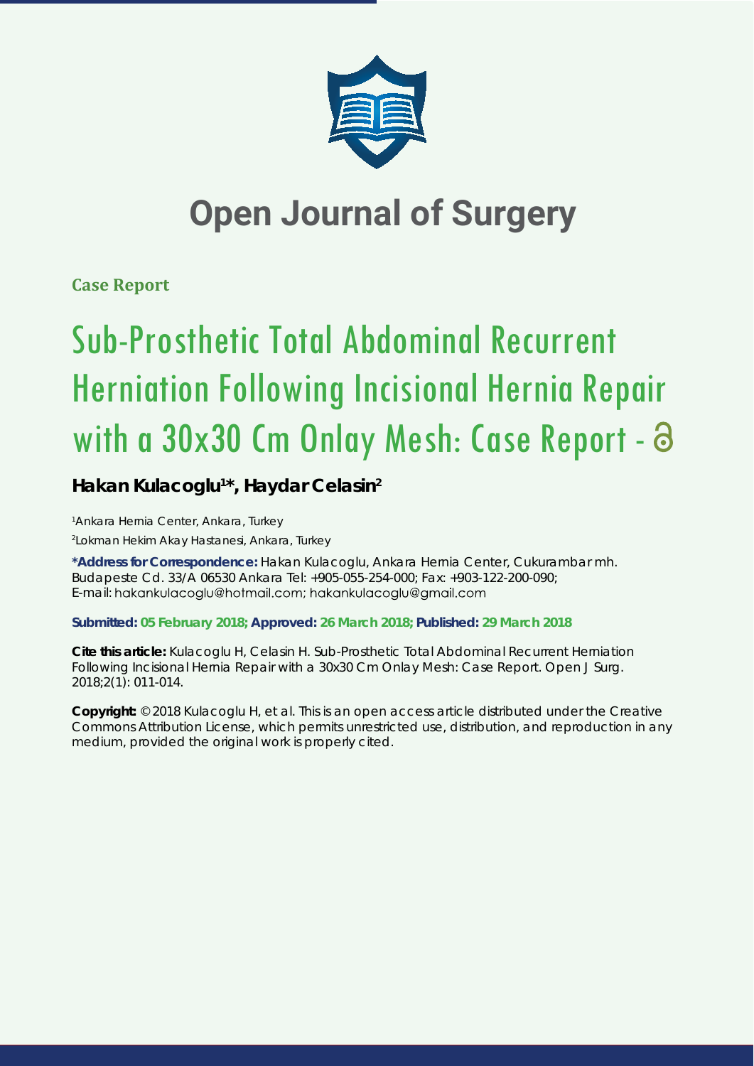# Open Journal of Surgery

**Case Report**

# Sub-Prosthetic Total Abdominal Recurrent Herniation Following Incisional Hernia Repair with a 30x30 Cm Onlay Mesh: Case Report -

**Hakan Kulacoglu[1]*, Haydar Celasin[2]**

[1]Ankara Hernia Center, Ankara, Turkey

[2]Lokman Hekim Akay Hastanesi, Ankara, Turkey

**\*Address for Correspondence:** Hakan Kulacoglu, Ankara Hernia Center, Cukurambar mh. Budapeste Cd. 33/A 06530 Ankara Tel: +905-055-254-000; Fax: +903-122-200-090; E-mail: hakankulacoglu@hotmail.com; hakankulacoglu@gmail.com

**Submitted: 05 February 2018; Approved: 26 March 2018; Published: 29 March 2018**

**Cite this article:** Kulacoglu H, Celasin H. Sub-Prosthetic Total Abdominal Recurrent Herniation Following Incisional Hernia Repair with a 30x30 Cm Onlay Mesh: Case Report. Open J Surg. 2018;2(1): 011-014.

**Copyright:** © 2018 Kulacoglu H, et al. This is an open access article distributed under the Creative Commons Attribution License, which permits unrestricted use, distribution, and reproduction in any medium, provided the original work is properly cited.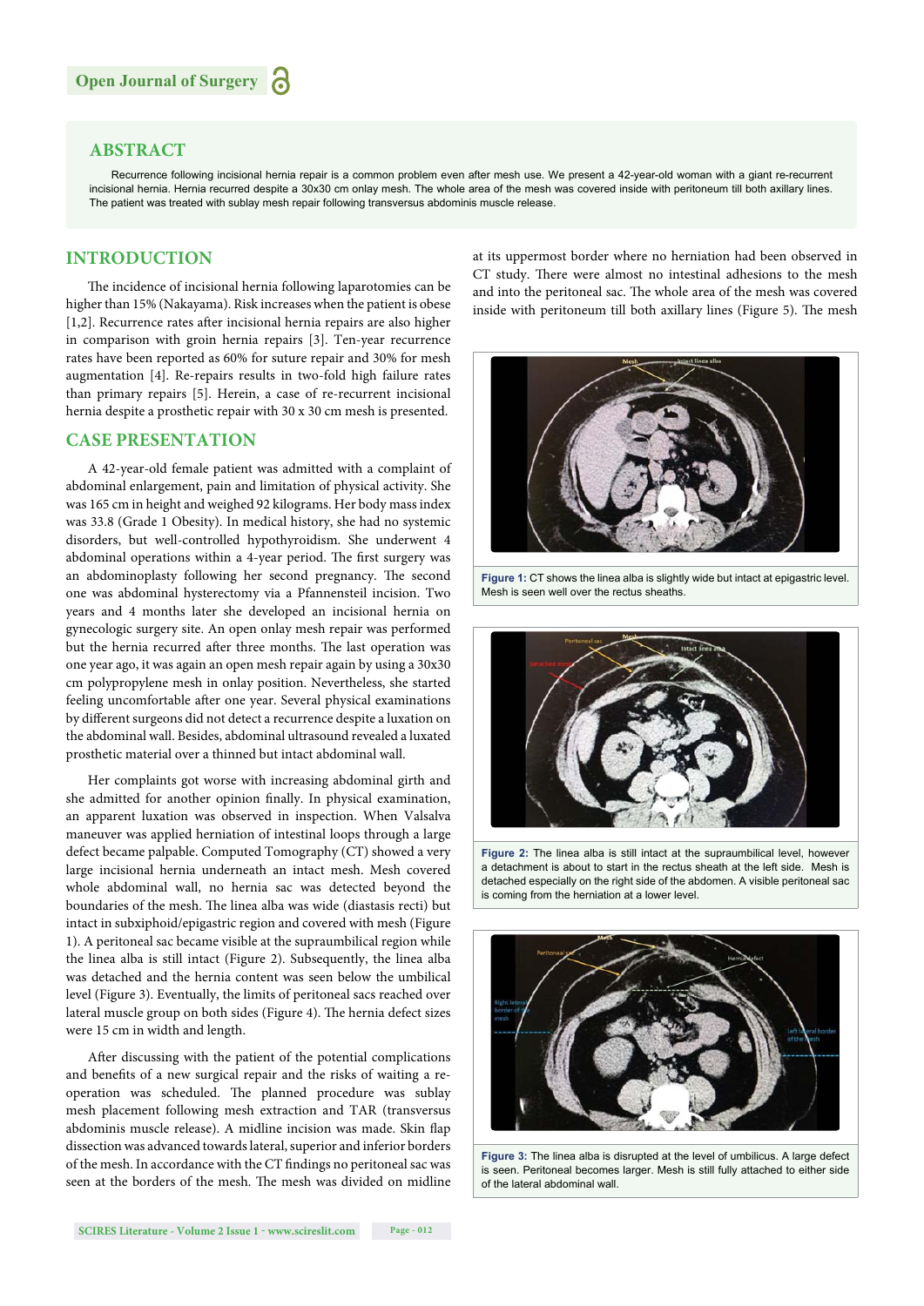## ABSTRACT

Recurrence following incisional hernia repair is a common problem even after mesh use. We present a 42-year-old woman with a giant re-recurrent incisional hernia. Hernia recurred despite a 30x30 cm onlay mesh. The whole area of the mesh was covered inside with peritoneum till both axillary lines. The patient was treated with sublay mesh repair following transversus abdominis muscle release.

## INTRODUCTION

The incidence of incisional hernia following laparotomies can be higher than 15% (Nakayama). Risk increases when the patient is obese [1,2]. Recurrence rates after incisional hernia repairs are also higher in comparison with groin hernia repairs [3]. Ten-year recurrence rates have been reported as 60% for suture repair and 30% for mesh augmentation [4]. Re-repairs results in two-fold high failure rates than primary repairs [5]. Herein, a case of re-recurrent incisional hernia despite a prosthetic repair with 30 x 30 cm mesh is presented.

## CASE PRESENTATION

A 42-year-old female patient was admitted with a complaint of abdominal enlargement, pain and limitation of physical activity. She was 165 cm in height and weighed 92 kilograms. Her body mass index was 33.8 (Grade 1 Obesity). In medical history, she had no systemic disorders, but well-controlled hypothyroidism. She underwent 4 abdominal operations within a 4-year period. The first surgery was an abdominoplasty following her second pregnancy. The second one was abdominal hysterectomy via a Pfannensteil incision. Two years and 4 months later she developed an incisional hernia on gynecologic surgery site. An open onlay mesh repair was performed but the hernia recurred after three months. The last operation was one year ago, it was again an open mesh repair again by using a 30x30 cm polypropylene mesh in onlay position. Nevertheless, she started feeling uncomfortable after one year. Several physical examinations by different surgeons did not detect a recurrence despite a luxation on the abdominal wall. Besides, abdominal ultrasound revealed a luxated prosthetic material over a thinned but intact abdominal wall.

Her complaints got worse with increasing abdominal girth and she admitted for another opinion finally. In physical examination, an apparent luxation was observed in inspection. When Valsalva maneuver was applied herniation of intestinal loops through a large defect became palpable. Computed Tomography (CT) showed a very large incisional hernia underneath an intact mesh. Mesh covered whole abdominal wall, no hernia sac was detected beyond the boundaries of the mesh. The linea alba was wide (diastasis recti) but intact in subxiphoid/epigastric region and covered with mesh (Figure 1). A peritoneal sac became visible at the supraumbilical region while the linea alba is still intact (Figure 2). Subsequently, the linea alba was detached and the hernia content was seen below the umbilical level (Figure 3). Eventually, the limits of peritoneal sacs reached over lateral muscle group on both sides (Figure 4). The hernia defect sizes were 15 cm in width and length.

After discussing with the patient of the potential complications and benefits of a new surgical repair and the risks of waiting a re-operation was scheduled. The planned procedure was sublay mesh placement following mesh extraction and TAR (transversus abdominis muscle release). A midline incision was made. Skin flap dissection was advanced towards lateral, superior and inferior borders of the mesh. In accordance with the CT findings no peritoneal sac was seen at the borders of the mesh. The mesh was divided on midline at its uppermost border where no herniation had been observed in CT study. There were almost no intestinal adhesions to the mesh and into the peritoneal sac. The whole area of the mesh was covered inside with peritoneum till both axillary lines (Figure 5). The mesh

**Figure 1:** CT shows the linea alba is slightly wide but intact at epigastric level. Mesh is seen well over the rectus sheaths.

**Figure 2:** The linea alba is still intact at the supraumbilical level, however a detachment is about to start in the rectus sheath at the left side. Mesh is detached especially on the right side of the abdomen. A visible peritoneal sac is coming from the herniation at a lower level.

**Figure 3:** The linea alba is disrupted at the level of umbilicus. A large defect is seen. Peritoneal becomes larger. Mesh is still fully attached to either side of the lateral abdominal wall.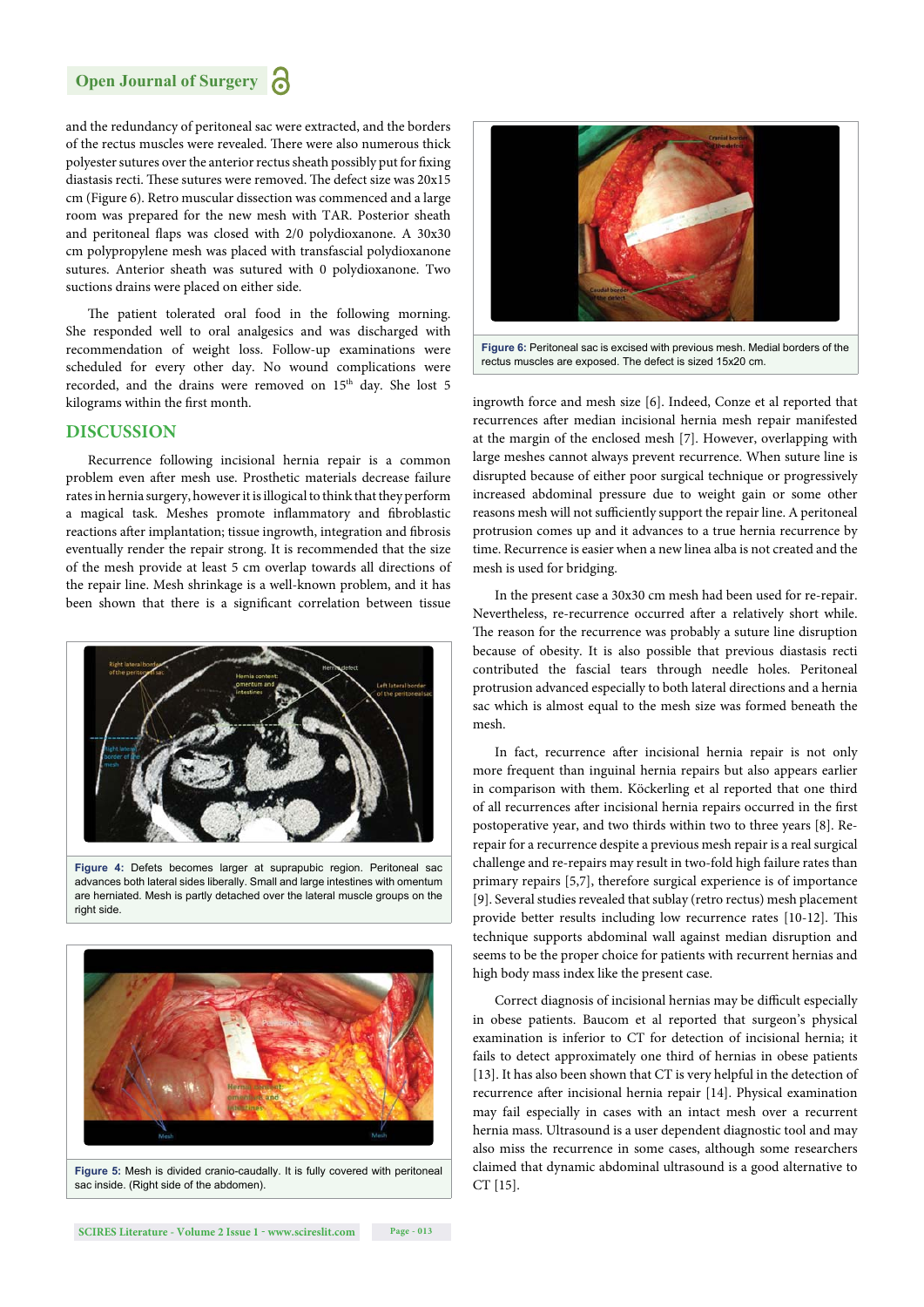and the redundancy of peritoneal sac were extracted, and the borders of the rectus muscles were revealed. There were also numerous thick polyester sutures over the anterior rectus sheath possibly put for fixing diastasis recti. These sutures were removed. The defect size was 20x15 cm (Figure 6). Retro muscular dissection was commenced and a large room was prepared for the new mesh with TAR. Posterior sheath and peritoneal flaps was closed with 2/0 polydioxanone. A 30x30 cm polypropylene mesh was placed with transfascial polydioxanone sutures. Anterior sheath was sutured with 0 polydioxanone. Two suctions drains were placed on either side.

The patient tolerated oral food in the following morning. She responded well to oral analgesics and was discharged with recommendation of weight loss. Follow-up examinations were scheduled for every other day. No wound complications were recorded, and the drains were removed on 15th day. She lost 5 kilograms within the first month.

## DISCUSSION

Recurrence following incisional hernia repair is a common problem even after mesh use. Prosthetic materials decrease failure rates in hernia surgery, however it is illogical to think that they perform a magical task. Meshes promote inflammatory and fibroblastic reactions after implantation; tissue ingrowth, integration and fibrosis eventually render the repair strong. It is recommended that the size of the mesh provide at least 5 cm overlap towards all directions of the repair line. Mesh shrinkage is a well-known problem, and it has been shown that there is a significant correlation between tissue ingrowth force and mesh size [6]. Indeed, Conze et al reported that recurrences after median incisional hernia mesh repair manifested at the margin of the enclosed mesh [7]. However, overlapping with large meshes cannot always prevent recurrence. When suture line is disrupted because of either poor surgical technique or progressively increased abdominal pressure due to weight gain or some other reasons mesh will not sufficiently support the repair line. A peritoneal protrusion comes up and it advances to a true hernia recurrence by time. Recurrence is easier when a new linea alba is not created and the mesh is used for bridging.

Figure 4: Defets becomes larger at suprapubic region. Peritoneal sac advances both lateral sides liberally. Small and large intestines with omentum are herniated. Mesh is partly detached over the lateral muscle groups on the right side.

Figure 5: Mesh is divided cranio-caudally. It is fully covered with peritoneal sac inside. (Right side of the abdomen).

Figure 6: Peritoneal sac is excised with previous mesh. Medial borders of the rectus muscles are exposed. The defect is sized 15x20 cm.

In the present case a 30x30 cm mesh had been used for re-repair. Nevertheless, re-recurrence occurred after a relatively short while. The reason for the recurrence was probably a suture line disruption because of obesity. It is also possible that previous diastasis recti contributed the fascial tears through needle holes. Peritoneal protrusion advanced especially to both lateral directions and a hernia sac which is almost equal to the mesh size was formed beneath the mesh.

In fact, recurrence after incisional hernia repair is not only more frequent than inguinal hernia repairs but also appears earlier in comparison with them. Köckerling et al reported that one third of all recurrences after incisional hernia repairs occurred in the first postoperative year, and two thirds within two to three years [8]. Re-repair for a recurrence despite a previous mesh repair is a real surgical challenge and re-repairs may result in two-fold high failure rates than primary repairs [5,7], therefore surgical experience is of importance [9]. Several studies revealed that sublay (retro rectus) mesh placement provide better results including low recurrence rates [10-12]. This technique supports abdominal wall against median disruption and seems to be the proper choice for patients with recurrent hernias and high body mass index like the present case.

Correct diagnosis of incisional hernias may be difficult especially in obese patients. Baucom et al reported that surgeon's physical examination is inferior to CT for detection of incisional hernia; it fails to detect approximately one third of hernias in obese patients [13]. It has also been shown that CT is very helpful in the detection of recurrence after incisional hernia repair [14]. Physical examination may fail especially in cases with an intact mesh over a recurrent hernia mass. Ultrasound is a user dependent diagnostic tool and may also miss the recurrence in some cases, although some researchers claimed that dynamic abdominal ultrasound is a good alternative to CT [15].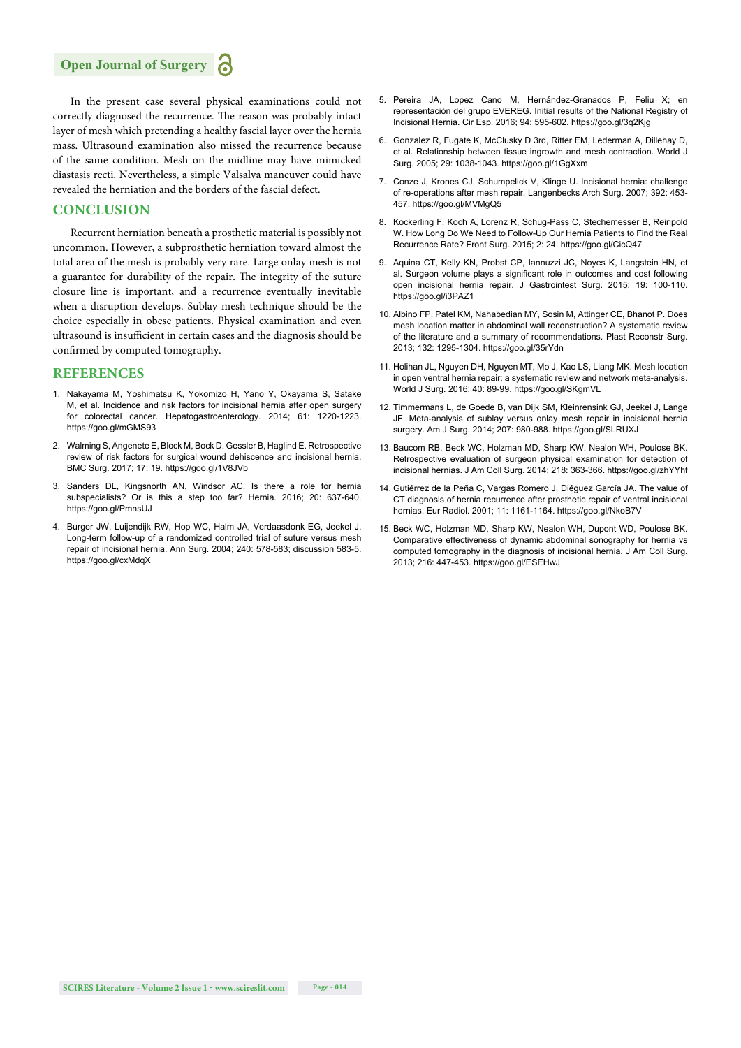In the present case several physical examinations could not correctly diagnosed the recurrence. The reason was probably intact layer of mesh which pretending a healthy fascial layer over the hernia mass. Ultrasound examination also missed the recurrence because of the same condition. Mesh on the midline may have mimicked diastasis recti. Nevertheless, a simple Valsalva maneuver could have revealed the herniation and the borders of the fascial defect.

## CONCLUSION

Recurrent herniation beneath a prosthetic material is possibly not uncommon. However, a subprosthetic herniation toward almost the total area of the mesh is probably very rare. Large onlay mesh is not a guarantee for durability of the repair. The integrity of the suture closure line is important, and a recurrence eventually inevitable when a disruption develops. Sublay mesh technique should be the choice especially in obese patients. Physical examination and even ultrasound is insufficient in certain cases and the diagnosis should be confirmed by computed tomography.

## REFERENCES

1. Nakayama M, Yoshimatsu K, Yokomizo H, Yano Y, Okayama S, Satake M, et al. Incidence and risk factors for incisional hernia after open surgery for colorectal cancer. Hepatogastroenterology. 2014; 61: 1220-1223. https://goo.gl/mGMS93
2. Walming S, Angenete E, Block M, Bock D, Gessler B, Haglind E. Retrospective review of risk factors for surgical wound dehiscence and incisional hernia. BMC Surg. 2017; 17: 19. https://goo.gl/1V8JVb
3. Sanders DL, Kingsnorth AN, Windsor AC. Is there a role for hernia subspecialists? Or is this a step too far? Hernia. 2016; 20: 637-640. https://goo.gl/PmnsUJ
4. Burger JW, Luijendijk RW, Hop WC, Halm JA, Verdaasdonk EG, Jeekel J. Long-term follow-up of a randomized controlled trial of suture versus mesh repair of incisional hernia. Ann Surg. 2004; 240: 578-583; discussion 583-5. https://goo.gl/cxMdqX
5. Pereira JA, Lopez Cano M, Hernández-Granados P, Feliu X; en representación del grupo EVEREG. Initial results of the National Registry of Incisional Hernia. Cir Esp. 2016; 94: 595-602. https://goo.gl/3q2Kjg
6. Gonzalez R, Fugate K, McClusky D 3rd, Ritter EM, Lederman A, Dillehay D, et al. Relationship between tissue ingrowth and mesh contraction. World J Surg. 2005; 29: 1038-1043. https://goo.gl/1GgXxm
7. Conze J, Krones CJ, Schumpelick V, Klinge U. Incisional hernia: challenge of re-operations after mesh repair. Langenbecks Arch Surg. 2007; 392: 453-457. https://goo.gl/MVMgQ5
8. Kockerling F, Koch A, Lorenz R, Schug-Pass C, Stechemesser B, Reinpold W. How Long Do We Need to Follow-Up Our Hernia Patients to Find the Real Recurrence Rate? Front Surg. 2015; 2: 24. https://goo.gl/CicQ47
9. Aquina CT, Kelly KN, Probst CP, Iannuzzi JC, Noyes K, Langstein HN, et al. Surgeon volume plays a significant role in outcomes and cost following open incisional hernia repair. J Gastrointest Surg. 2015; 19: 100-110. https://goo.gl/i3PAZ1
10. Albino FP, Patel KM, Nahabedian MY, Sosin M, Attinger CE, Bhanot P. Does mesh location matter in abdominal wall reconstruction? A systematic review of the literature and a summary of recommendations. Plast Reconstr Surg. 2013; 132: 1295-1304. https://goo.gl/35rYdn
11. Holihan JL, Nguyen DH, Nguyen MT, Mo J, Kao LS, Liang MK. Mesh location in open ventral hernia repair: a systematic review and network meta-analysis. World J Surg. 2016; 40: 89-99. https://goo.gl/SKgmVL
12. Timmermans L, de Goede B, van Dijk SM, Kleinrensink GJ, Jeekel J, Lange JF. Meta-analysis of sublay versus onlay mesh repair in incisional hernia surgery. Am J Surg. 2014; 207: 980-988. https://goo.gl/SLRUXJ
13. Baucom RB, Beck WC, Holzman MD, Sharp KW, Nealon WH, Poulose BK. Retrospective evaluation of surgeon physical examination for detection of incisional hernias. J Am Coll Surg. 2014; 218: 363-366. https://goo.gl/zhYYhf
14. Gutiérrez de la Peña C, Vargas Romero J, Diéguez García JA. The value of CT diagnosis of hernia recurrence after prosthetic repair of ventral incisional hernias. Eur Radiol. 2001; 11: 1161-1164. https://goo.gl/NkoB7V
15. Beck WC, Holzman MD, Sharp KW, Nealon WH, Dupont WD, Poulose BK. Comparative effectiveness of dynamic abdominal sonography for hernia vs computed tomography in the diagnosis of incisional hernia. J Am Coll Surg. 2013; 216: 447-453. https://goo.gl/ESEHwJ